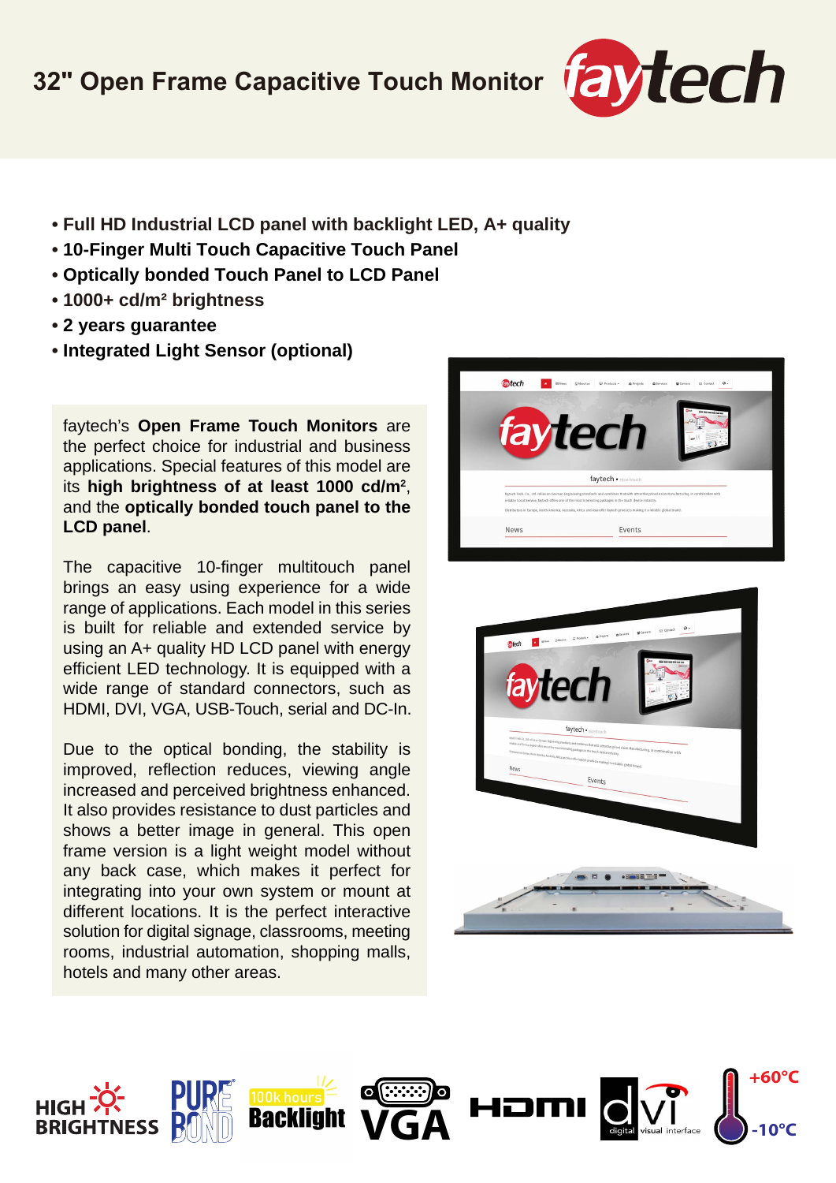# 32" Open Frame Capacitive Touch Monitor

- **Full HD Industrial LCD panel with backlight LED, A+ quality**
- **10-Finger Multi Touch Capacitive Touch Panel**
- **Optically bonded Touch Panel to LCD Panel**
- **1000+ cd/m² brightness**
- **2 years guarantee**
- **Integrated Light Sensor (optional)**

faytech's **Open Frame Touch Monitors** are the perfect choice for industrial and business applications. Special features of this model are its **high brightness of at least 1000 cd/m²**, and the **optically bonded touch panel to the LCD panel**.

The capacitive 10-finger multitouch panel brings an easy using experience for a wide range of applications. Each model in this series is built for reliable and extended service by using an A+ quality HD LCD panel with energy efficient LED technology. It is equipped with a wide range of standard connectors, such as HDMI, DVI, VGA, USB-Touch, serial and DC-In.

Due to the optical bonding, the stability is improved, reflection reduces, viewing angle increased and perceived brightness enhanced. It also provides resistance to dust particles and shows a better image in general. This open frame version is a light weight model without any back case, which makes it perfect for integrating into your own system or mount at different locations. It is the perfect interactive solution for digital signage, classrooms, meeting rooms, industrial automation, shopping malls, hotels and many other areas.

HIGH BRIGHTNESS | PURE BOND | 100k hours Backlight | VGA | HDMI | dvi digital visual interface | +60°C -10°C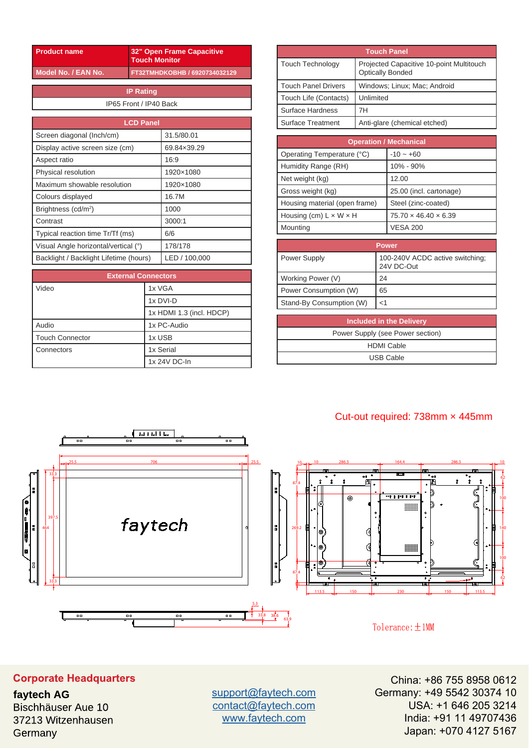| Product name | 32" Open Frame Capacitive Touch Monitor |
|---|---|
| Model No. / EAN No. | FT32TMHDKOBHB / 6920734032129 |

| IP Rating |
|---|
| IP65 Front / IP40 Back |

| LCD Panel | |
|---|---|
| Screen diagonal (Inch/cm) | 31.5/80.01 |
| Display active screen size (cm) | 69.84×39.29 |
| Aspect ratio | 16:9 |
| Physical resolution | 1920×1080 |
| Maximum showable resolution | 1920×1080 |
| Colours displayed | 16.7M |
| Brightness (cd/m²) | 1000 |
| Contrast | 3000:1 |
| Typical reaction time Tr/Tf (ms) | 6/6 |
| Visual Angle horizontal/vertical (°) | 178/178 |
| Backlight / Backlight Lifetime (hours) | LED / 100,000 |

| External Connectors | |
|---|---|
| Video | 1x VGA |
| | 1x DVI-D |
| | 1x HDMI 1.3 (incl. HDCP) |
| Audio | 1x PC-Audio |
| Touch Connector | 1x USB |
| Connectors | 1x Serial |
| | 1x 24V DC-In |

| Touch Panel | |
|---|---|
| Touch Technology | Projected Capacitive 10-point Multitouch Optically Bonded |
| Touch Panel Drivers | Windows; Linux; Mac; Android |
| Touch Life (Contacts) | Unlimited |
| Surface Hardness | 7H |
| Surface Treatment | Anti-glare (chemical etched) |

| Operation / Mechanical | |
|---|---|
| Operating Temperature (°C) | -10 ~ +60 |
| Humidity Range (RH) | 10% - 90% |
| Net weight (kg) | 12.00 |
| Gross weight (kg) | 25.00 (incl. cartonage) |
| Housing material (open frame) | Steel (zinc-coated) |
| Housing (cm) L × W × H | 75.70 × 46.40 × 6.39 |
| Mounting | VESA 200 |

| Power | |
|---|---|
| Power Supply | 100-240V ACDC active switching; 24V DC-Out |
| Working Power (V) | 24 |
| Power Consumption (W) | 65 |
| Stand-By Consumption (W) | <1 |

| Included in the Delivery |
|---|
| Power Supply (see Power section) |
| HDMI Cable |
| USB Cable |

Cut-out required: 738mm × 445mm

faytech

25.5
706
25.5
33.3
397.5
464
33.3
10
10
286.3
164.4
286.3
10
87.4
269.2
87.4
62
100
140
100
62
113.5
150
230
150
113.5
5.3
33.8
38.6
63.9

Tolerance: ±1MM

**Corporate Headquarters**

**faytech AG**
Bischhäuser Aue 10
37213 Witzenhausen
Germany

support@faytech.com
contact@faytech.com
www.faytech.com

China: +86 755 8958 0612
Germany: +49 5542 30374 10
USA: +1 646 205 3214
India: +91 11 49707436
Japan: +070 4127 5167